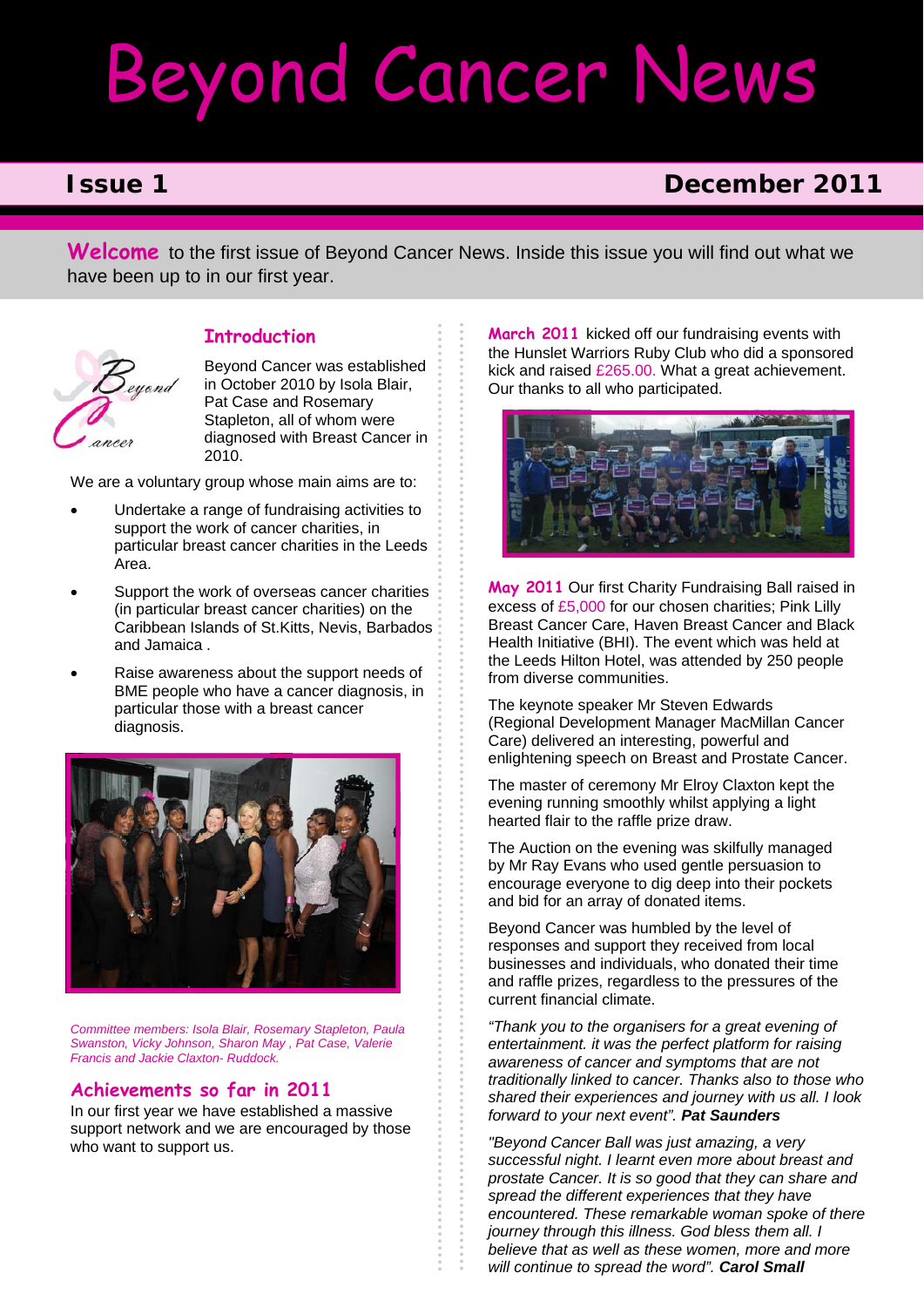# Beyond Cancer News

**Issue 1** **December 2011**

**Welcome** to the first issue of Beyond Cancer News. Inside this issue you will find out what we have been up to in our first year.

## Introduction

Beyond Cancer was established in October 2010 by Isola Blair, Pat Case and Rosemary Stapleton, all of whom were diagnosed with Breast Cancer in 2010.

We are a voluntary group whose main aims are to:

- Undertake a range of fundraising activities to support the work of cancer charities, in particular breast cancer charities in the Leeds Area.
- Support the work of overseas cancer charities (in particular breast cancer charities) on the Caribbean Islands of St.Kitts, Nevis, Barbados and Jamaica .
- Raise awareness about the support needs of BME people who have a cancer diagnosis, in particular those with a breast cancer diagnosis.

*Committee members: Isola Blair, Rosemary Stapleton, Paula Swanston, Vicky Johnson, Sharon May , Pat Case, Valerie Francis and Jackie Claxton- Ruddock.*

## Achievements so far in 2011

In our first year we have established a massive support network and we are encouraged by those who want to support us.

**March 2011** kicked off our fundraising events with the Hunslet Warriors Ruby Club who did a sponsored kick and raised £265.00. What a great achievement. Our thanks to all who participated.

**May 2011** Our first Charity Fundraising Ball raised in excess of £5,000 for our chosen charities; Pink Lilly Breast Cancer Care, Haven Breast Cancer and Black Health Initiative (BHI). The event which was held at the Leeds Hilton Hotel, was attended by 250 people from diverse communities.

The keynote speaker Mr Steven Edwards (Regional Development Manager MacMillan Cancer Care) delivered an interesting, powerful and enlightening speech on Breast and Prostate Cancer.

The master of ceremony Mr Elroy Claxton kept the evening running smoothly whilst applying a light hearted flair to the raffle prize draw.

The Auction on the evening was skilfully managed by Mr Ray Evans who used gentle persuasion to encourage everyone to dig deep into their pockets and bid for an array of donated items.

Beyond Cancer was humbled by the level of responses and support they received from local businesses and individuals, who donated their time and raffle prizes, regardless to the pressures of the current financial climate.

*"Thank you to the organisers for a great evening of entertainment. it was the perfect platform for raising awareness of cancer and symptoms that are not traditionally linked to cancer. Thanks also to those who shared their experiences and journey with us all. I look forward to your next event". **Pat Saunders***

*"Beyond Cancer Ball was just amazing, a very successful night. I learnt even more about breast and prostate Cancer. It is so good that they can share and spread the different experiences that they have encountered. These remarkable woman spoke of there journey through this illness. God bless them all. I believe that as well as these women, more and more will continue to spread the word". **Carol Small***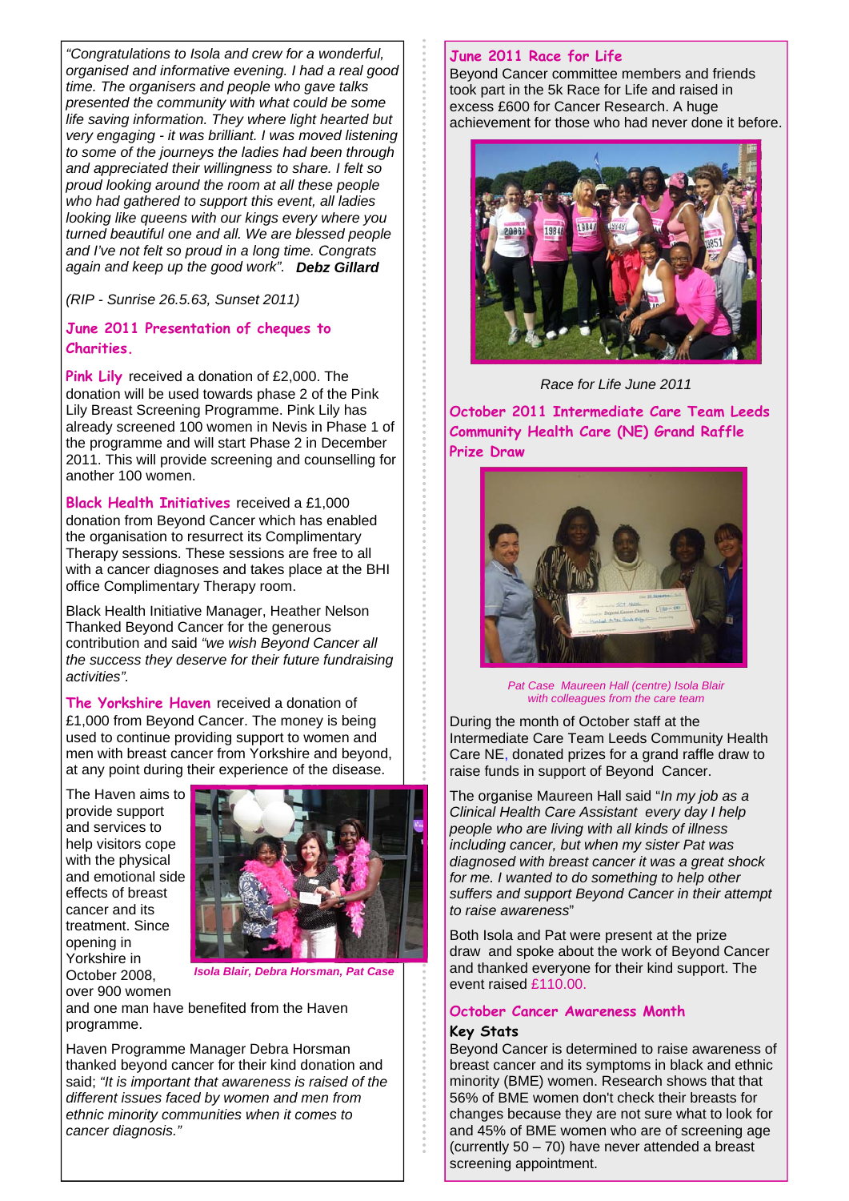*"Congratulations to Isola and crew for a wonderful, organised and informative evening. I had a real good time. The organisers and people who gave talks presented the community with what could be some life saving information. They where light hearted but very engaging - it was brilliant. I was moved listening to some of the journeys the ladies had been through and appreciated their willingness to share. I felt so proud looking around the room at all these people who had gathered to support this event, all ladies looking like queens with our kings every where you turned beautiful one and all. We are blessed people and I've not felt so proud in a long time. Congrats again and keep up the good work".* ***Debz Gillard***

*(RIP - Sunrise 26.5.63, Sunset 2011)*

## June 2011 Presentation of cheques to Charities.

**Pink Lily** received a donation of £2,000. The donation will be used towards phase 2 of the Pink Lily Breast Screening Programme. Pink Lily has already screened 100 women in Nevis in Phase 1 of the programme and will start Phase 2 in December 2011. This will provide screening and counselling for another 100 women.

**Black Health Initiatives** received a £1,000 donation from Beyond Cancer which has enabled the organisation to resurrect its Complimentary Therapy sessions. These sessions are free to all with a cancer diagnoses and takes place at the BHI office Complimentary Therapy room.

Black Health Initiative Manager, Heather Nelson Thanked Beyond Cancer for the generous contribution and said *"we wish Beyond Cancer all the success they deserve for their future fundraising activities".*

**The Yorkshire Haven** received a donation of £1,000 from Beyond Cancer. The money is being used to continue providing support to women and men with breast cancer from Yorkshire and beyond, at any point during their experience of the disease.

The Haven aims to provide support and services to help visitors cope with the physical and emotional side effects of breast cancer and its treatment. Since opening in Yorkshire in October 2008, over 900 women and one man have benefited from the Haven programme.

*Isola Blair, Debra Horsman, Pat Case*

Haven Programme Manager Debra Horsman thanked beyond cancer for their kind donation and said; *"It is important that awareness is raised of the different issues faced by women and men from ethnic minority communities when it comes to cancer diagnosis."*

## June 2011 Race for Life

Beyond Cancer committee members and friends took part in the 5k Race for Life and raised in excess £600 for Cancer Research. A huge achievement for those who had never done it before.

*Race for Life June 2011*

## October 2011 Intermediate Care Team Leeds Community Health Care (NE) Grand Raffle Prize Draw

*Pat Case Maureen Hall (centre) Isola Blair with colleagues from the care team*

During the month of October staff at the Intermediate Care Team Leeds Community Health Care NE, donated prizes for a grand raffle draw to raise funds in support of Beyond Cancer.

The organise Maureen Hall said "*In my job as a Clinical Health Care Assistant every day I help people who are living with all kinds of illness including cancer, but when my sister Pat was diagnosed with breast cancer it was a great shock for me. I want to do something to help other suffers and support Beyond Cancer in their attempt to raise awareness*"

Both Isola and Pat were present at the prize draw and spoke about the work of Beyond Cancer and thanked everyone for their kind support. The event raised £110.00.

## October Cancer Awareness Month

### Key Stats

Beyond Cancer is determined to raise awareness of breast cancer and its symptoms in black and ethnic minority (BME) women. Research shows that that 56% of BME women don't check their breasts for changes because they are not sure what to look for and 45% of BME women who are of screening age (currently 50 – 70) have never attended a breast screening appointment.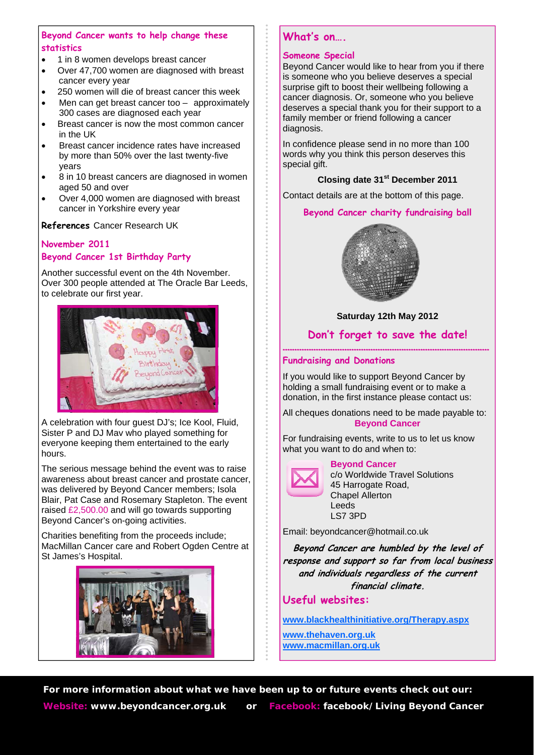### Beyond Cancer wants to help change these statistics

- 1 in 8 women develops breast cancer
- Over 47,700 women are diagnosed with breast cancer every year
- 250 women will die of breast cancer this week
- Men can get breast cancer too – approximately 300 cases are diagnosed each year
- Breast cancer is now the most common cancer in the UK
- Breast cancer incidence rates have increased by more than 50% over the last twenty-five years
- 8 in 10 breast cancers are diagnosed in women aged 50 and over
- Over 4,000 women are diagnosed with breast cancer in Yorkshire every year

**References** Cancer Research UK

### November 2011
### Beyond Cancer 1st Birthday Party

Another successful event on the 4th November. Over 300 people attended at The Oracle Bar Leeds, to celebrate our first year.

A celebration with four guest DJ's; Ice Kool, Fluid, Sister P and DJ Mav who played something for everyone keeping them entertained to the early hours.

The serious message behind the event was to raise awareness about breast cancer and prostate cancer, was delivered by Beyond Cancer members; Isola Blair, Pat Case and Rosemary Stapleton. The event raised £2,500.00 and will go towards supporting Beyond Cancer's on-going activities.

Charities benefiting from the proceeds include; MacMillan Cancer care and Robert Ogden Centre at St James's Hospital.

## What's on….

### Someone Special

Beyond Cancer would like to hear from you if there is someone who you believe deserves a special surprise gift to boost their wellbeing following a cancer diagnosis. Or, someone who you believe deserves a special thank you for their support to a family member or friend following a cancer diagnosis.

In confidence please send in no more than 100 words why you think this person deserves this special gift.

**Closing date 31st December 2011**

Contact details are at the bottom of this page.

### Beyond Cancer charity fundraising ball

**Saturday 12th May 2012**

### Don't forget to save the date!

### Fundraising and Donations

If you would like to support Beyond Cancer by holding a small fundraising event or to make a donation, in the first instance please contact us:

All cheques donations need to be made payable to:
**Beyond Cancer**

For fundraising events, write to us to let us know what you want to do and when to:

**Beyond Cancer**
c/o Worldwide Travel Solutions
45 Harrogate Road,
Chapel Allerton
Leeds
LS7 3PD

Email: beyondcancer@hotmail.co.uk

***Beyond Cancer are humbled by the level of response and support so far from local business and individuals regardless of the current financial climate.***

## Useful websites:

www.blackhealthinitiative.org/Therapy.aspx

www.thehaven.org.uk
www.macmillan.org.uk

**For more information about what we have been up to or future events check out our:**
**Website: www.beyondcancer.org.uk or Facebook: facebook/ Living Beyond Cancer**